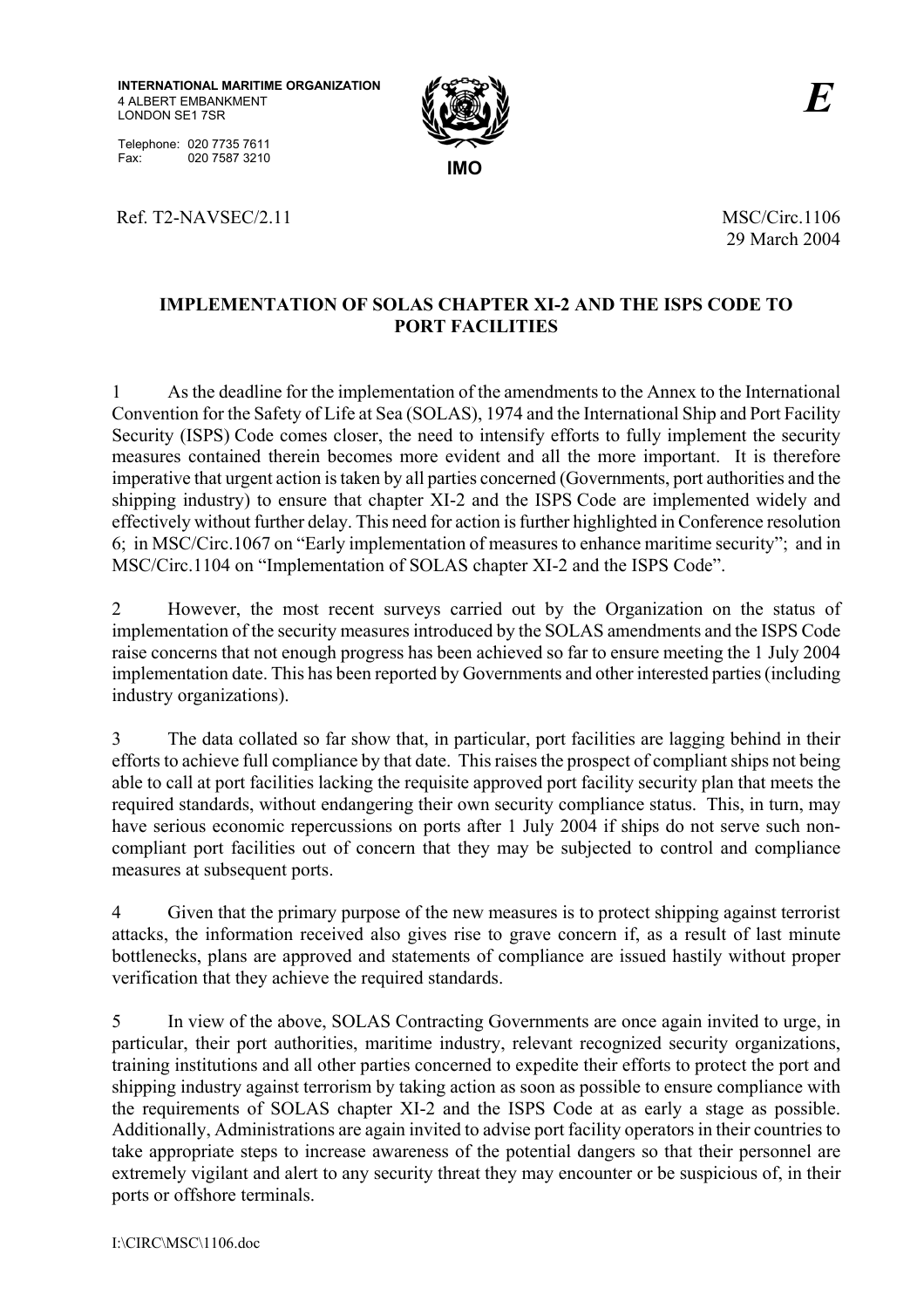INTERNATIONAL MARITIME ORGANIZATION
4 ALBERT EMBANKMENT
LONDON SE1 7SR

Telephone: 020 7735 7611
Fax: 020 7587 3210

IMO

*E*

Ref. T2-NAVSEC/2.11

MSC/Circ.1106
29 March 2004

## IMPLEMENTATION OF SOLAS CHAPTER XI-2 AND THE ISPS CODE TO PORT FACILITIES

1 As the deadline for the implementation of the amendments to the Annex to the International Convention for the Safety of Life at Sea (SOLAS), 1974 and the International Ship and Port Facility Security (ISPS) Code comes closer, the need to intensify efforts to fully implement the security measures contained therein becomes more evident and all the more important. It is therefore imperative that urgent action is taken by all parties concerned (Governments, port authorities and the shipping industry) to ensure that chapter XI-2 and the ISPS Code are implemented widely and effectively without further delay. This need for action is further highlighted in Conference resolution 6; in MSC/Circ.1067 on "Early implementation of measures to enhance maritime security"; and in MSC/Circ.1104 on "Implementation of SOLAS chapter XI-2 and the ISPS Code".

2 However, the most recent surveys carried out by the Organization on the status of implementation of the security measures introduced by the SOLAS amendments and the ISPS Code raise concerns that not enough progress has been achieved so far to ensure meeting the 1 July 2004 implementation date. This has been reported by Governments and other interested parties (including industry organizations).

3 The data collated so far show that, in particular, port facilities are lagging behind in their efforts to achieve full compliance by that date. This raises the prospect of compliant ships not being able to call at port facilities lacking the requisite approved port facility security plan that meets the required standards, without endangering their own security compliance status. This, in turn, may have serious economic repercussions on ports after 1 July 2004 if ships do not serve such non-compliant port facilities out of concern that they may be subjected to control and compliance measures at subsequent ports.

4 Given that the primary purpose of the new measures is to protect shipping against terrorist attacks, the information received also gives rise to grave concern if, as a result of last minute bottlenecks, plans are approved and statements of compliance are issued hastily without proper verification that they achieve the required standards.

5 In view of the above, SOLAS Contracting Governments are once again invited to urge, in particular, their port authorities, maritime industry, relevant recognized security organizations, training institutions and all other parties concerned to expedite their efforts to protect the port and shipping industry against terrorism by taking action as soon as possible to ensure compliance with the requirements of SOLAS chapter XI-2 and the ISPS Code at as early a stage as possible. Additionally, Administrations are again invited to advise port facility operators in their countries to take appropriate steps to increase awareness of the potential dangers so that their personnel are extremely vigilant and alert to any security threat they may encounter or be suspicious of, in their ports or offshore terminals.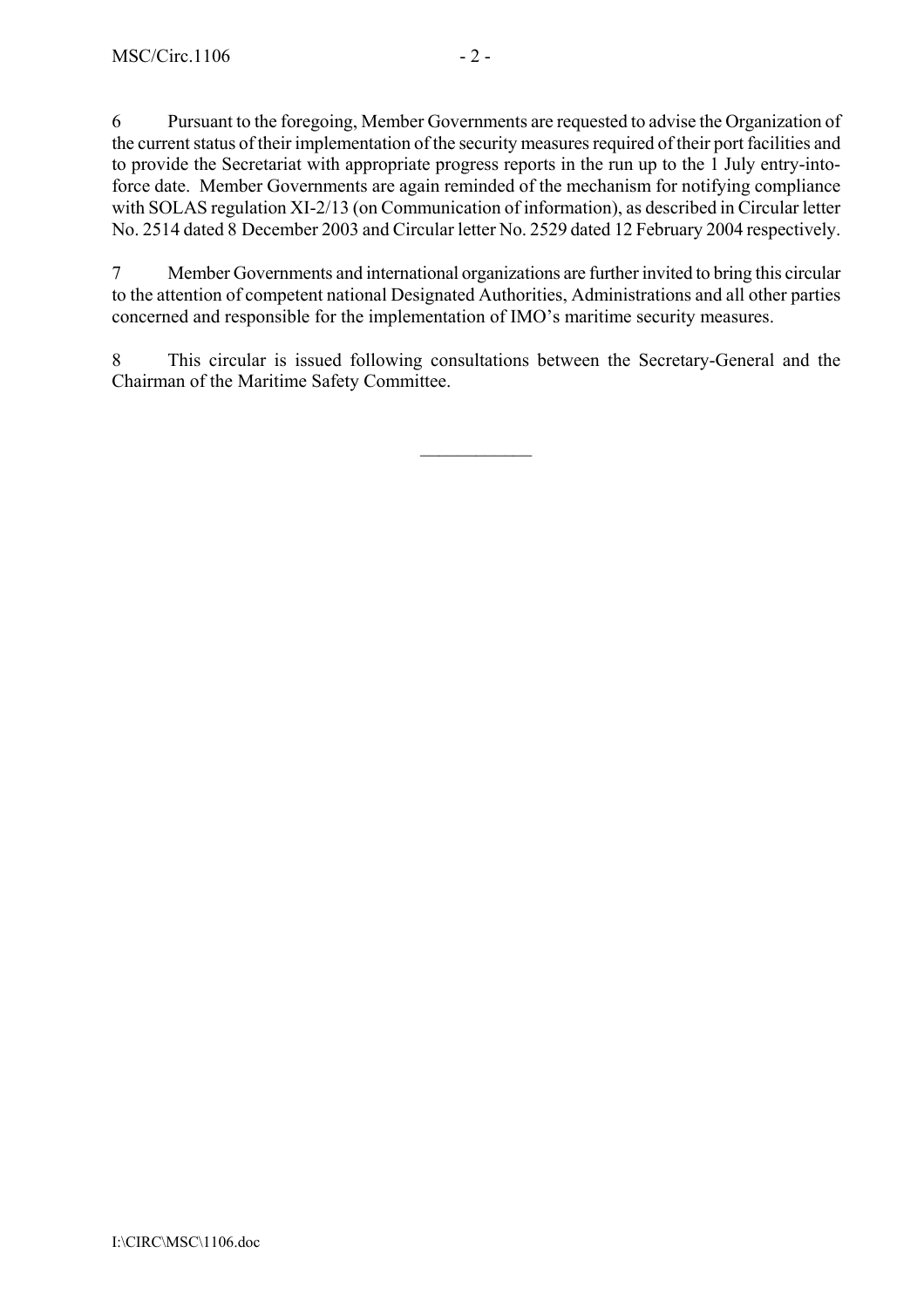6 Pursuant to the foregoing, Member Governments are requested to advise the Organization of the current status of their implementation of the security measures required of their port facilities and to provide the Secretariat with appropriate progress reports in the run up to the 1 July entry-into-force date. Member Governments are again reminded of the mechanism for notifying compliance with SOLAS regulation XI-2/13 (on Communication of information), as described in Circular letter No. 2514 dated 8 December 2003 and Circular letter No. 2529 dated 12 February 2004 respectively.

7 Member Governments and international organizations are further invited to bring this circular to the attention of competent national Designated Authorities, Administrations and all other parties concerned and responsible for the implementation of IMO's maritime security measures.

8 This circular is issued following consultations between the Secretary-General and the Chairman of the Maritime Safety Committee.

___________